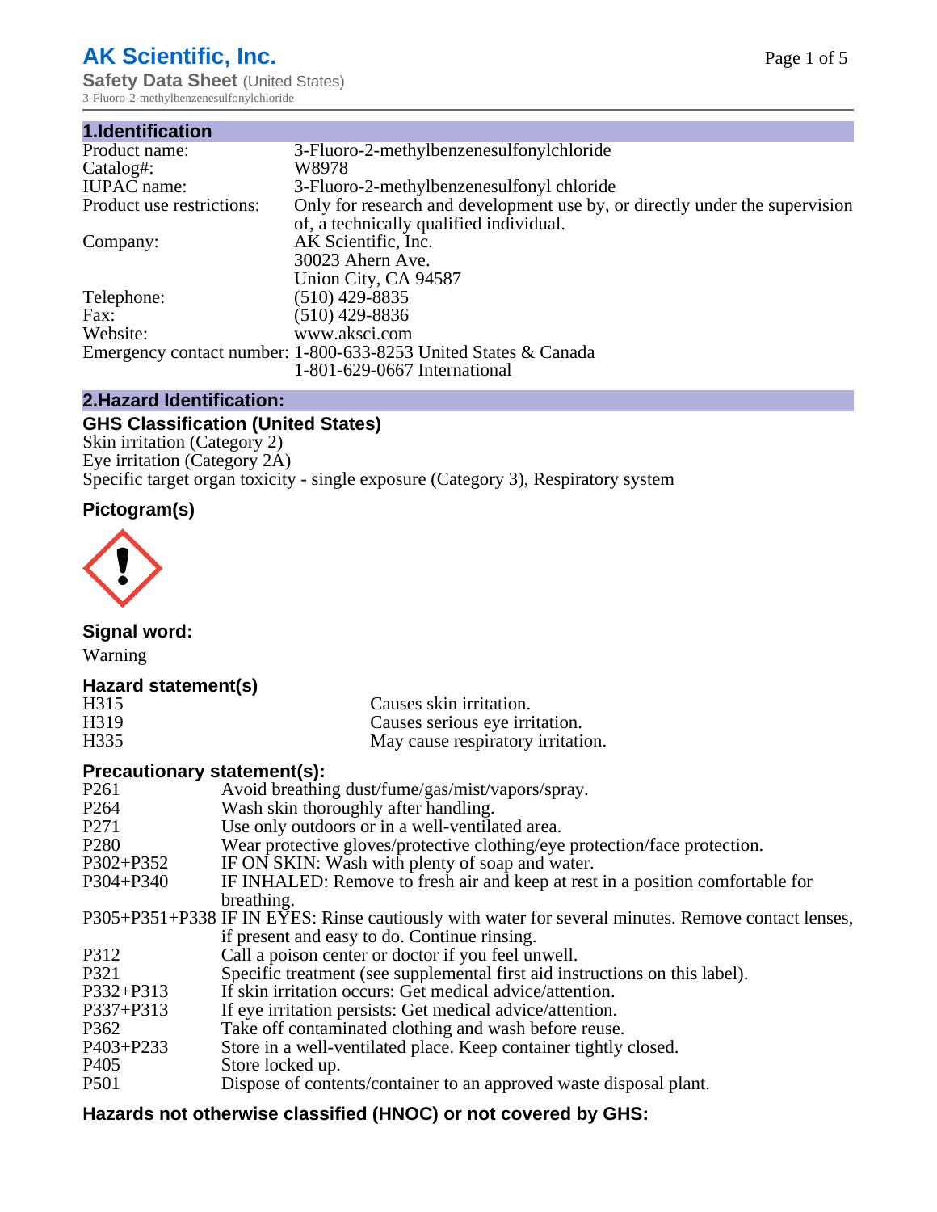# AK Scientific, Inc.

**Safety Data Sheet** (United States)

3-Fluoro-2-methylbenzenesulfonylchloride

## 1.Identification

| | |
|---|---|
| Product name: | 3-Fluoro-2-methylbenzenesulfonylchloride |
| Catalog#: | W8978 |
| IUPAC name: | 3-Fluoro-2-methylbenzenesulfonyl chloride |
| Product use restrictions: | Only for research and development use by, or directly under the supervision of, a technically qualified individual. |
| Company: | AK Scientific, Inc.<br>30023 Ahern Ave.<br>Union City, CA 94587 |
| Telephone: | (510) 429-8835 |
| Fax: | (510) 429-8836 |
| Website: | www.aksci.com |
| Emergency contact number: | 1-800-633-8253 United States & Canada<br>1-801-629-0667 International |

## 2.Hazard Identification:

### GHS Classification (United States)

Skin irritation (Category 2)
Eye irritation (Category 2A)
Specific target organ toxicity - single exposure (Category 3), Respiratory system

### Pictogram(s)

### Signal word:

Warning

### Hazard statement(s)

| | |
|---|---|
| H315 | Causes skin irritation. |
| H319 | Causes serious eye irritation. |
| H335 | May cause respiratory irritation. |

### Precautionary statement(s):

| | |
|---|---|
| P261 | Avoid breathing dust/fume/gas/mist/vapors/spray. |
| P264 | Wash skin thoroughly after handling. |
| P271 | Use only outdoors or in a well-ventilated area. |
| P280 | Wear protective gloves/protective clothing/eye protection/face protection. |
| P302+P352 | IF ON SKIN: Wash with plenty of soap and water. |
| P304+P340 | IF INHALED: Remove to fresh air and keep at rest in a position comfortable for breathing. |
| P305+P351+P338 | IF IN EYES: Rinse cautiously with water for several minutes. Remove contact lenses, if present and easy to do. Continue rinsing. |
| P312 | Call a poison center or doctor if you feel unwell. |
| P321 | Specific treatment (see supplemental first aid instructions on this label). |
| P332+P313 | If skin irritation occurs: Get medical advice/attention. |
| P337+P313 | If eye irritation persists: Get medical advice/attention. |
| P362 | Take off contaminated clothing and wash before reuse. |
| P403+P233 | Store in a well-ventilated place. Keep container tightly closed. |
| P405 | Store locked up. |
| P501 | Dispose of contents/container to an approved waste disposal plant. |

### Hazards not otherwise classified (HNOC) or not covered by GHS: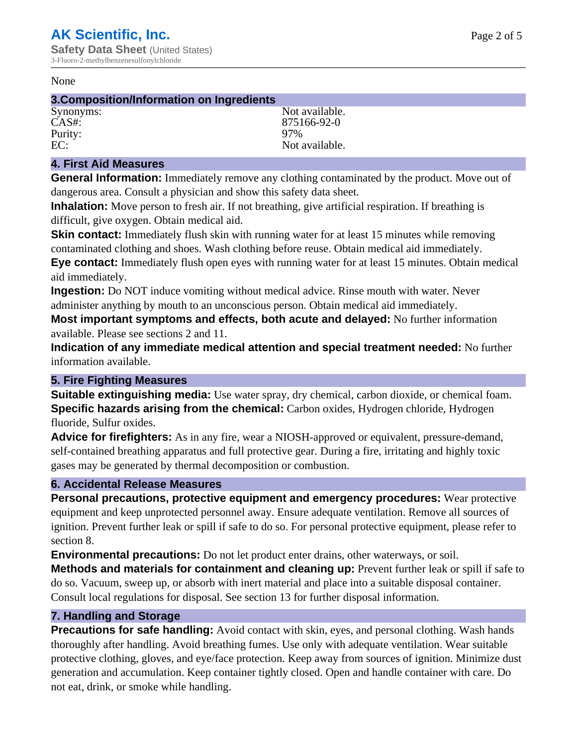None

## 3.Composition/Information on Ingredients

| | |
|---|---|
| Synonyms: | Not available. |
| CAS#: | 875166-92-0 |
| Purity: | 97% |
| EC: | Not available. |

## 4. First Aid Measures

**General Information:** Immediately remove any clothing contaminated by the product. Move out of dangerous area. Consult a physician and show this safety data sheet.

**Inhalation:** Move person to fresh air. If not breathing, give artificial respiration. If breathing is difficult, give oxygen. Obtain medical aid.

**Skin contact:** Immediately flush skin with running water for at least 15 minutes while removing contaminated clothing and shoes. Wash clothing before reuse. Obtain medical aid immediately.

**Eye contact:** Immediately flush open eyes with running water for at least 15 minutes. Obtain medical aid immediately.

**Ingestion:** Do NOT induce vomiting without medical advice. Rinse mouth with water. Never administer anything by mouth to an unconscious person. Obtain medical aid immediately.

**Most important symptoms and effects, both acute and delayed:** No further information available. Please see sections 2 and 11.

**Indication of any immediate medical attention and special treatment needed:** No further information available.

## 5. Fire Fighting Measures

**Suitable extinguishing media:** Use water spray, dry chemical, carbon dioxide, or chemical foam.

**Specific hazards arising from the chemical:** Carbon oxides, Hydrogen chloride, Hydrogen fluoride, Sulfur oxides.

**Advice for firefighters:** As in any fire, wear a NIOSH-approved or equivalent, pressure-demand, self-contained breathing apparatus and full protective gear. During a fire, irritating and highly toxic gases may be generated by thermal decomposition or combustion.

## 6. Accidental Release Measures

**Personal precautions, protective equipment and emergency procedures:** Wear protective equipment and keep unprotected personnel away. Ensure adequate ventilation. Remove all sources of ignition. Prevent further leak or spill if safe to do so. For personal protective equipment, please refer to section 8.

**Environmental precautions:** Do not let product enter drains, other waterways, or soil.

**Methods and materials for containment and cleaning up:** Prevent further leak or spill if safe to do so. Vacuum, sweep up, or absorb with inert material and place into a suitable disposal container. Consult local regulations for disposal. See section 13 for further disposal information.

## 7. Handling and Storage

**Precautions for safe handling:** Avoid contact with skin, eyes, and personal clothing. Wash hands thoroughly after handling. Avoid breathing fumes. Use only with adequate ventilation. Wear suitable protective clothing, gloves, and eye/face protection. Keep away from sources of ignition. Minimize dust generation and accumulation. Keep container tightly closed. Open and handle container with care. Do not eat, drink, or smoke while handling.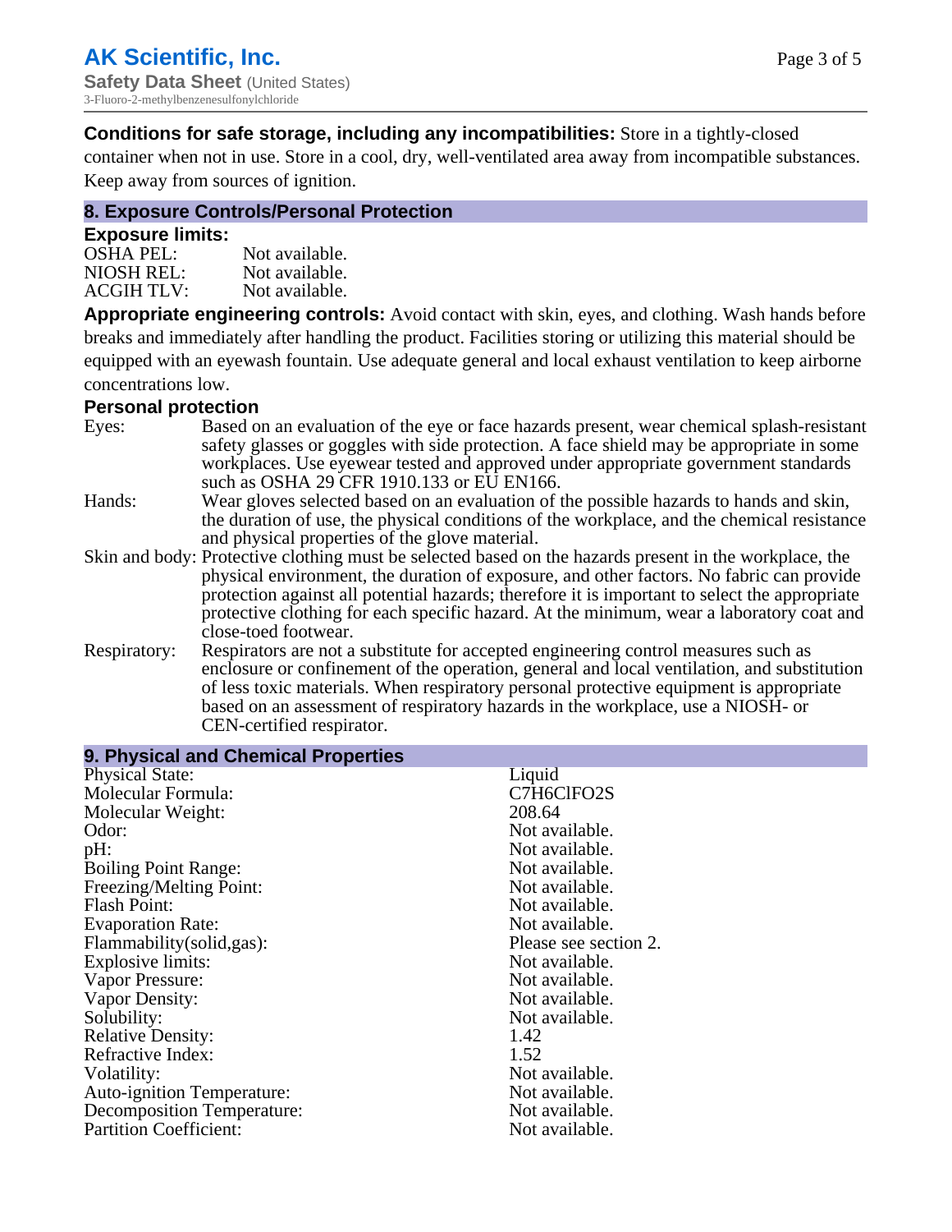**Conditions for safe storage, including any incompatibilities:** Store in a tightly-closed container when not in use. Store in a cool, dry, well-ventilated area away from incompatible substances. Keep away from sources of ignition.

## 8. Exposure Controls/Personal Protection

### Exposure limits:

| | |
|---|---|
| OSHA PEL: | Not available. |
| NIOSH REL: | Not available. |
| ACGIH TLV: | Not available. |

**Appropriate engineering controls:** Avoid contact with skin, eyes, and clothing. Wash hands before breaks and immediately after handling the product. Facilities storing or utilizing this material should be equipped with an eyewash fountain. Use adequate general and local exhaust ventilation to keep airborne concentrations low.

### Personal protection

| | |
|---|---|
| Eyes: | Based on an evaluation of the eye or face hazards present, wear chemical splash-resistant safety glasses or goggles with side protection. A face shield may be appropriate in some workplaces. Use eyewear tested and approved under appropriate government standards such as OSHA 29 CFR 1910.133 or EU EN166. |
| Hands: | Wear gloves selected based on an evaluation of the possible hazards to hands and skin, the duration of use, the physical conditions of the workplace, and the chemical resistance and physical properties of the glove material. |
| Skin and body: | Protective clothing must be selected based on the hazards present in the workplace, the physical environment, the duration of exposure, and other factors. No fabric can provide protection against all potential hazards; therefore it is important to select the appropriate protective clothing for each specific hazard. At the minimum, wear a laboratory coat and close-toed footwear. |
| Respiratory: | Respirators are not a substitute for accepted engineering control measures such as enclosure or confinement of the operation, general and local ventilation, and substitution of less toxic materials. When respiratory personal protective equipment is appropriate based on an assessment of respiratory hazards in the workplace, use a NIOSH- or CEN-certified respirator. |

## 9. Physical and Chemical Properties

| | |
|---|---|
| Physical State: | Liquid |
| Molecular Formula: | C7H6ClFO2S |
| Molecular Weight: | 208.64 |
| Odor: | Not available. |
| pH: | Not available. |
| Boiling Point Range: | Not available. |
| Freezing/Melting Point: | Not available. |
| Flash Point: | Not available. |
| Evaporation Rate: | Not available. |
| Flammability(solid,gas): | Please see section 2. |
| Explosive limits: | Not available. |
| Vapor Pressure: | Not available. |
| Vapor Density: | Not available. |
| Solubility: | Not available. |
| Relative Density: | 1.42 |
| Refractive Index: | 1.52 |
| Volatility: | Not available. |
| Auto-ignition Temperature: | Not available. |
| Decomposition Temperature: | Not available. |
| Partition Coefficient: | Not available. |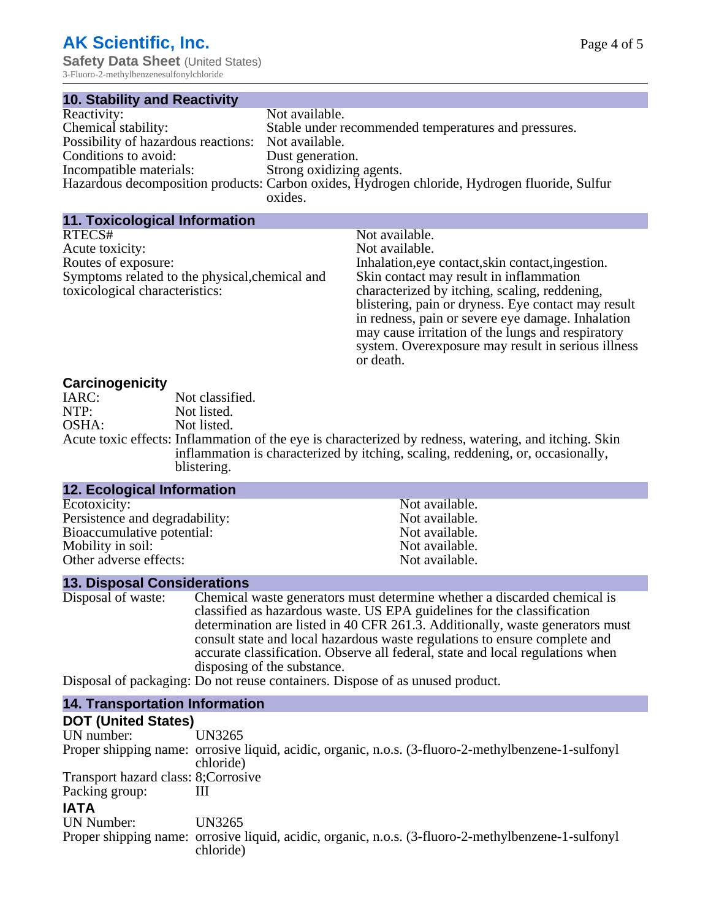## 10. Stability and Reactivity

| | |
|---|---|
| Reactivity: | Not available. |
| Chemical stability: | Stable under recommended temperatures and pressures. |
| Possibility of hazardous reactions: | Not available. |
| Conditions to avoid: | Dust generation. |
| Incompatible materials: | Strong oxidizing agents. |
| Hazardous decomposition products: | Carbon oxides, Hydrogen chloride, Hydrogen fluoride, Sulfur oxides. |

## 11. Toxicological Information

| | |
|---|---|
| RTECS# | Not available. |
| Acute toxicity: | Not available. |
| Routes of exposure: | Inhalation,eye contact,skin contact,ingestion. |
| Symptoms related to the physical,chemical and toxicological characteristics: | Skin contact may result in inflammation characterized by itching, scaling, reddening, blistering, pain or dryness. Eye contact may result in redness, pain or severe eye damage. Inhalation may cause irritation of the lungs and respiratory system. Overexposure may result in serious illness or death. |

### Carcinogenicity

| | |
|---|---|
| IARC: | Not classified. |
| NTP: | Not listed. |
| OSHA: | Not listed. |
| Acute toxic effects: | Inflammation of the eye is characterized by redness, watering, and itching. Skin inflammation is characterized by itching, scaling, reddening, or, occasionally, blistering. |

## 12. Ecological Information

| | |
|---|---|
| Ecotoxicity: | Not available. |
| Persistence and degradability: | Not available. |
| Bioaccumulative potential: | Not available. |
| Mobility in soil: | Not available. |
| Other adverse effects: | Not available. |

## 13. Disposal Considerations

| | |
|---|---|
| Disposal of waste: | Chemical waste generators must determine whether a discarded chemical is classified as hazardous waste. US EPA guidelines for the classification determination are listed in 40 CFR 261.3. Additionally, waste generators must consult state and local hazardous waste regulations to ensure complete and accurate classification. Observe all federal, state and local regulations when disposing of the substance. |
| Disposal of packaging: | Do not reuse containers. Dispose of as unused product. |

## 14. Transportation Information

### DOT (United States)

| | |
|---|---|
| UN number: | UN3265 |
| Proper shipping name: | orrosive liquid, acidic, organic, n.o.s. (3-fluoro-2-methylbenzene-1-sulfonyl chloride) |
| Transport hazard class: | 8;Corrosive |
| Packing group: | III |

### IATA

| | |
|---|---|
| UN Number: | UN3265 |
| Proper shipping name: | orrosive liquid, acidic, organic, n.o.s. (3-fluoro-2-methylbenzene-1-sulfonyl chloride) |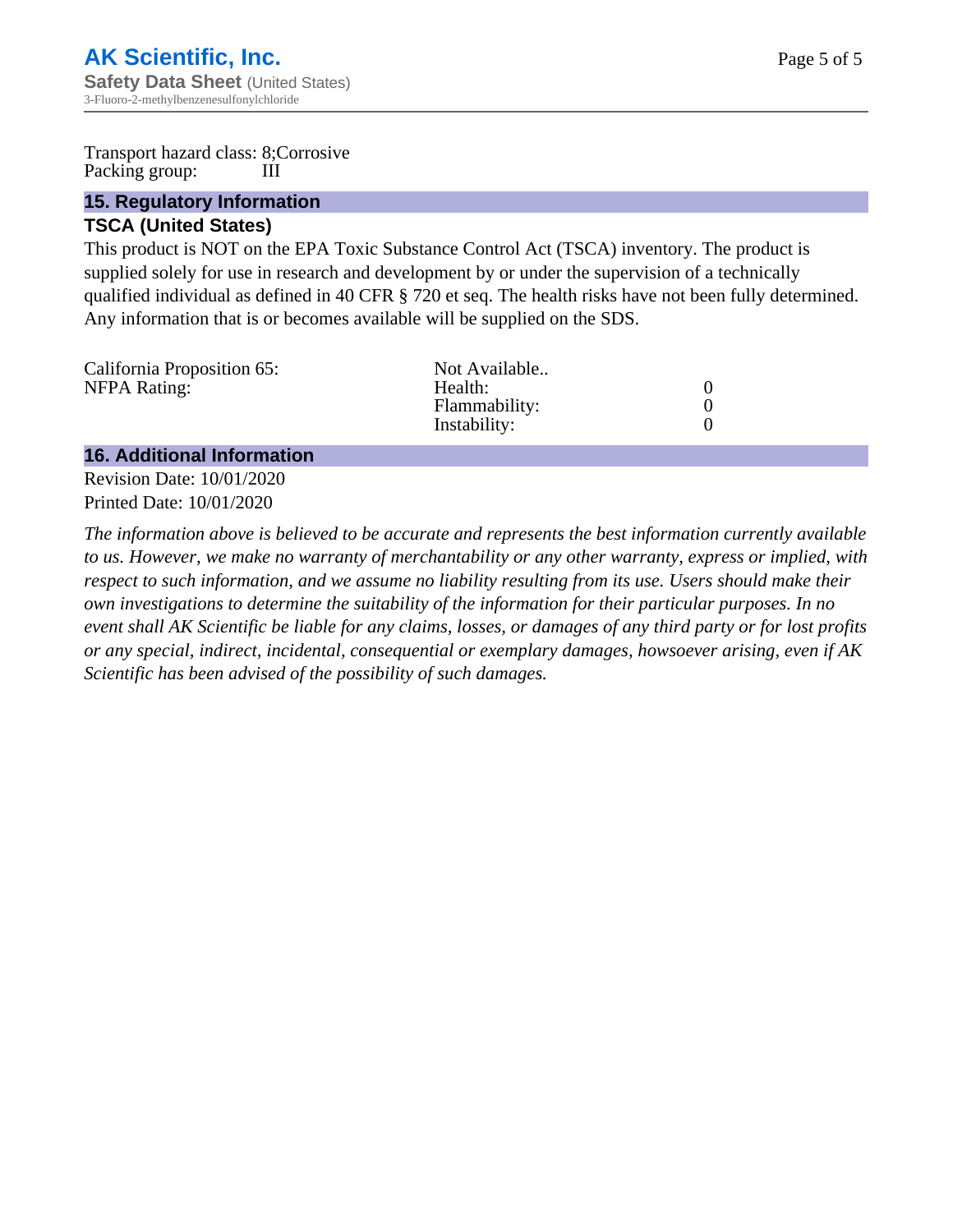Transport hazard class: 8;Corrosive
Packing group: III

## 15. Regulatory Information

### TSCA (United States)

This product is NOT on the EPA Toxic Substance Control Act (TSCA) inventory. The product is supplied solely for use in research and development by or under the supervision of a technically qualified individual as defined in 40 CFR § 720 et seq. The health risks have not been fully determined. Any information that is or becomes available will be supplied on the SDS.

| | | |
|---|---|---|
| California Proposition 65: | Not Available.. | |
| NFPA Rating: | Health: | 0 |
| | Flammability: | 0 |
| | Instability: | 0 |

## 16. Additional Information

Revision Date: 10/01/2020
Printed Date: 10/01/2020

*The information above is believed to be accurate and represents the best information currently available to us. However, we make no warranty of merchantability or any other warranty, express or implied, with respect to such information, and we assume no liability resulting from its use. Users should make their own investigations to determine the suitability of the information for their particular purposes. In no event shall AK Scientific be liable for any claims, losses, or damages of any third party or for lost profits or any special, indirect, incidental, consequential or exemplary damages, howsoever arising, even if AK Scientific has been advised of the possibility of such damages.*